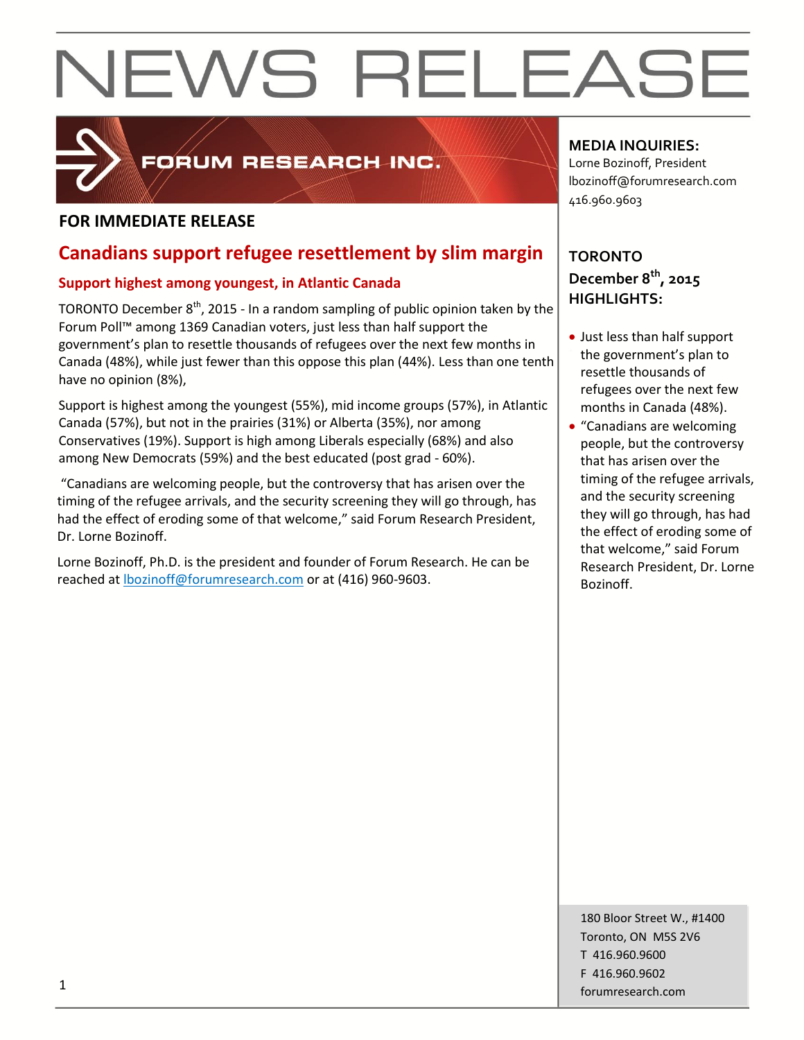# NEWS RELEASE

FORUM RESEARCH INC.

**FOR IMMEDIATE RELEASE**

## Canadians support refugee resettlement by slim margin

### Support highest among youngest, in Atlantic Canada

TORONTO December 8th, 2015 - In a random sampling of public opinion taken by the Forum Poll™ among 1369 Canadian voters, just less than half support the government's plan to resettle thousands of refugees over the next few months in Canada (48%), while just fewer than this oppose this plan (44%). Less than one tenth have no opinion (8%),

Support is highest among the youngest (55%), mid income groups (57%), in Atlantic Canada (57%), but not in the prairies (31%) or Alberta (35%), nor among Conservatives (19%). Support is high among Liberals especially (68%) and also among New Democrats (59%) and the best educated (post grad - 60%).

"Canadians are welcoming people, but the controversy that has arisen over the timing of the refugee arrivals, and the security screening they will go through, has had the effect of eroding some of that welcome," said Forum Research President, Dr. Lorne Bozinoff.

Lorne Bozinoff, Ph.D. is the president and founder of Forum Research. He can be reached at lbozinoff@forumresearch.com or at (416) 960-9603.

**MEDIA INQUIRIES:**
Lorne Bozinoff, President
lbozinoff@forumresearch.com
416.960.9603

**TORONTO**
**December 8th, 2015**
**HIGHLIGHTS:**

- Just less than half support the government's plan to resettle thousands of refugees over the next few months in Canada (48%).
- "Canadians are welcoming people, but the controversy that has arisen over the timing of the refugee arrivals, and the security screening they will go through, has had the effect of eroding some of that welcome," said Forum Research President, Dr. Lorne Bozinoff.

180 Bloor Street W., #1400
Toronto, ON M5S 2V6
T 416.960.9600
F 416.960.9602
forumresearch.com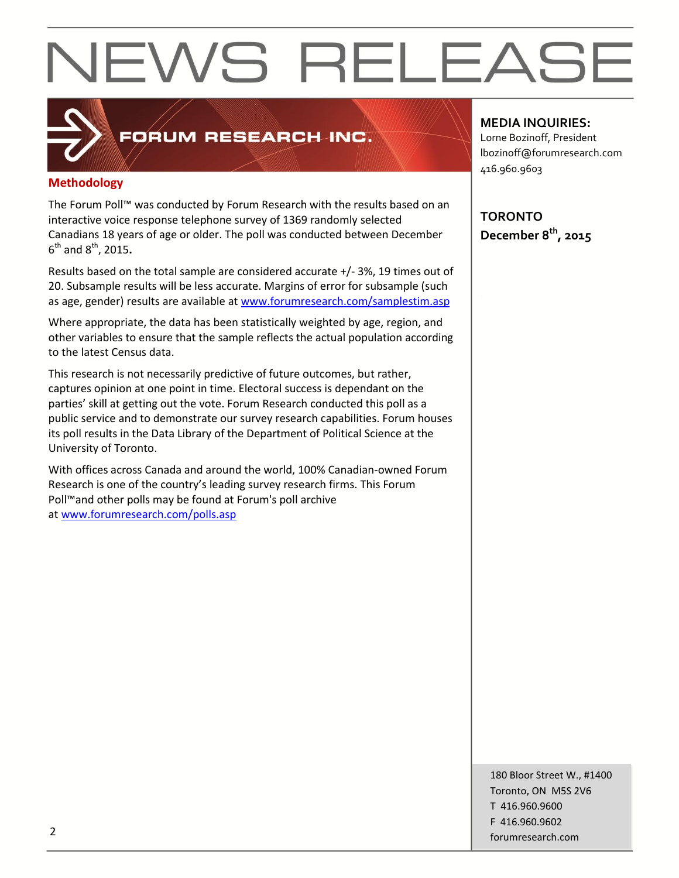# NEWS RELEASE

FORUM RESEARCH INC.

**MEDIA INQUIRIES:**
Lorne Bozinoff, President
lbozinoff@forumresearch.com
416.960.9603

**TORONTO**
**December 8th, 2015**

## Methodology

The Forum Poll™ was conducted by Forum Research with the results based on an interactive voice response telephone survey of 1369 randomly selected Canadians 18 years of age or older. The poll was conducted between December 6th and 8th, 2015.

Results based on the total sample are considered accurate +/- 3%, 19 times out of 20. Subsample results will be less accurate. Margins of error for subsample (such as age, gender) results are available at www.forumresearch.com/samplestim.asp

Where appropriate, the data has been statistically weighted by age, region, and other variables to ensure that the sample reflects the actual population according to the latest Census data.

This research is not necessarily predictive of future outcomes, but rather, captures opinion at one point in time. Electoral success is dependant on the parties' skill at getting out the vote. Forum Research conducted this poll as a public service and to demonstrate our survey research capabilities. Forum houses its poll results in the Data Library of the Department of Political Science at the University of Toronto.

With offices across Canada and around the world, 100% Canadian-owned Forum Research is one of the country's leading survey research firms. This Forum Poll™and other polls may be found at Forum's poll archive at www.forumresearch.com/polls.asp

180 Bloor Street W., #1400
Toronto, ON M5S 2V6
T 416.960.9600
F 416.960.9602
forumresearch.com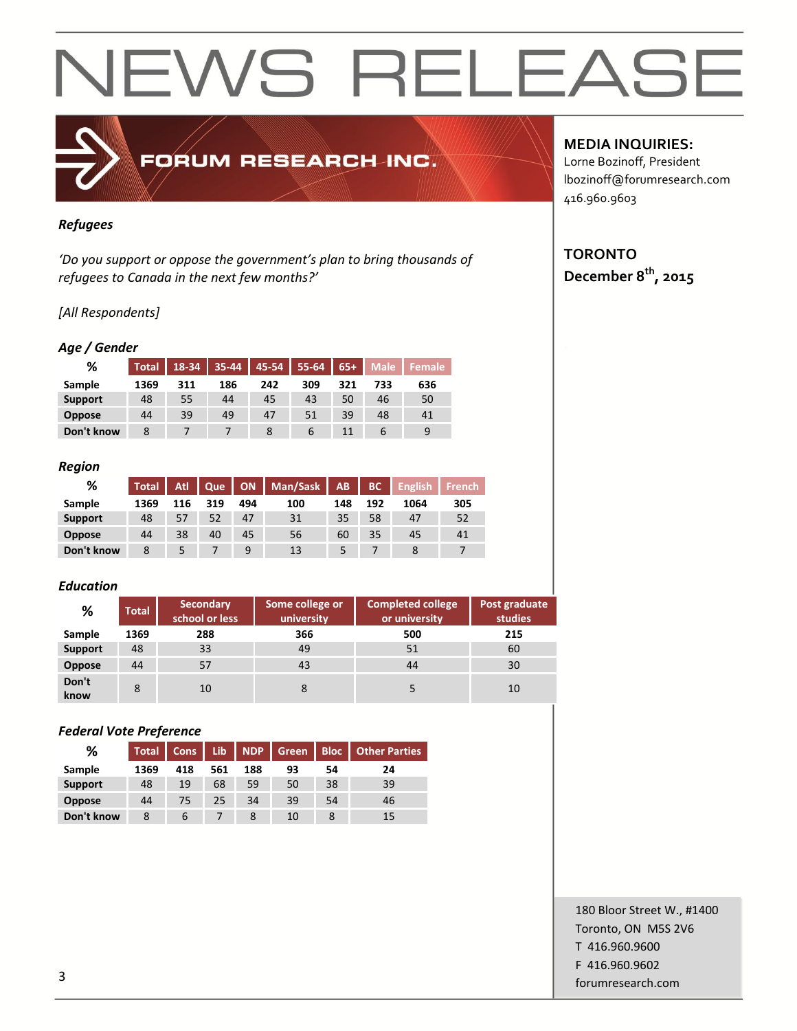# NEWS RELEASE

FORUM RESEARCH INC.

**MEDIA INQUIRIES:**
Lorne Bozinoff, President
lbozinoff@forumresearch.com
416.960.9603

**TORONTO**
**December 8th, 2015**

***Refugees***

*'Do you support or oppose the government's plan to bring thousands of refugees to Canada in the next few months?'*

*[All Respondents]*

***Age / Gender***

| % | Total | 18-34 | 35-44 | 45-54 | 55-64 | 65+ | Male | Female |
|---|---|---|---|---|---|---|---|---|
| Sample | 1369 | 311 | 186 | 242 | 309 | 321 | 733 | 636 |
| Support | 48 | 55 | 44 | 45 | 43 | 50 | 46 | 50 |
| Oppose | 44 | 39 | 49 | 47 | 51 | 39 | 48 | 41 |
| Don't know | 8 | 7 | 7 | 8 | 6 | 11 | 6 | 9 |

***Region***

| % | Total | Atl | Que | ON | Man/Sask | AB | BC | English | French |
|---|---|---|---|---|---|---|---|---|---|
| Sample | 1369 | 116 | 319 | 494 | 100 | 148 | 192 | 1064 | 305 |
| Support | 48 | 57 | 52 | 47 | 31 | 35 | 58 | 47 | 52 |
| Oppose | 44 | 38 | 40 | 45 | 56 | 60 | 35 | 45 | 41 |
| Don't know | 8 | 5 | 7 | 9 | 13 | 5 | 7 | 8 | 7 |

***Education***

| % | Total | Secondary school or less | Some college or university | Completed college or university | Post graduate studies |
|---|---|---|---|---|---|
| Sample | 1369 | 288 | 366 | 500 | 215 |
| Support | 48 | 33 | 49 | 51 | 60 |
| Oppose | 44 | 57 | 43 | 44 | 30 |
| Don't know | 8 | 10 | 8 | 5 | 10 |

***Federal Vote Preference***

| % | Total | Cons | Lib | NDP | Green | Bloc | Other Parties |
|---|---|---|---|---|---|---|---|
| Sample | 1369 | 418 | 561 | 188 | 93 | 54 | 24 |
| Support | 48 | 19 | 68 | 59 | 50 | 38 | 39 |
| Oppose | 44 | 75 | 25 | 34 | 39 | 54 | 46 |
| Don't know | 8 | 6 | 7 | 8 | 10 | 8 | 15 |

180 Bloor Street W., #1400
Toronto, ON M5S 2V6
T 416.960.9600
F 416.960.9602
forumresearch.com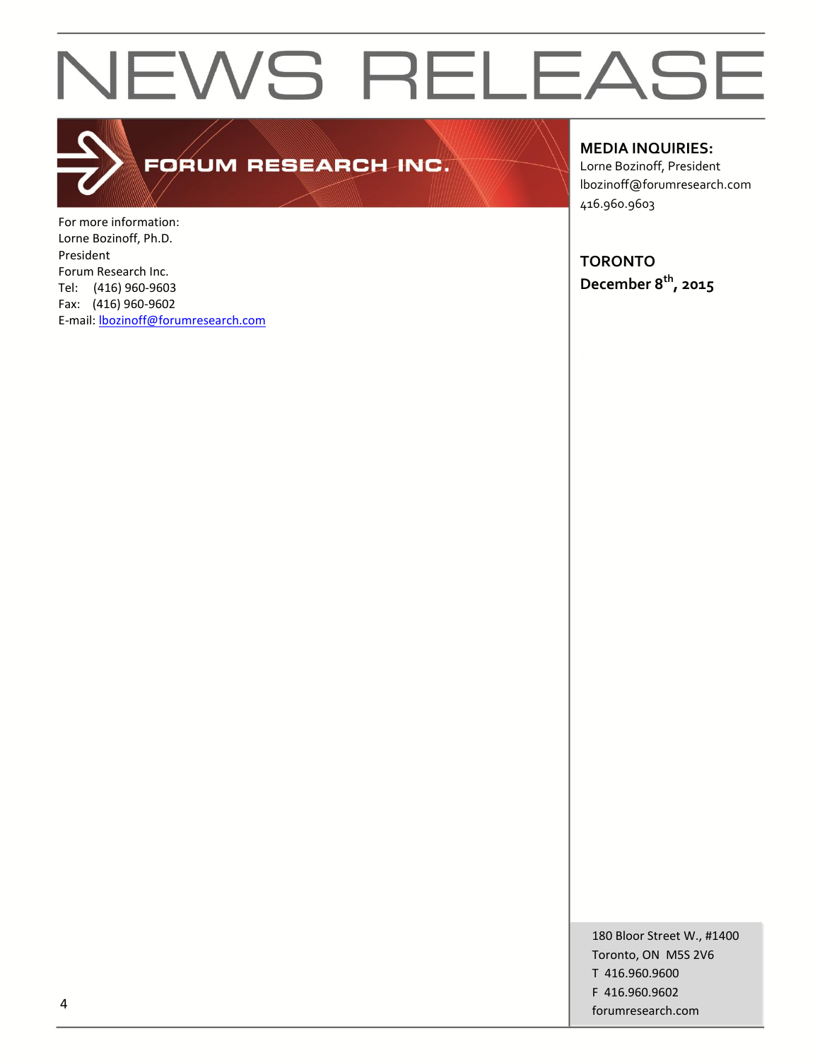# NEWS RELEASE

FORUM RESEARCH INC.

For more information:
Lorne Bozinoff, Ph.D.
President
Forum Research Inc.
Tel: (416) 960-9603
Fax: (416) 960-9602
E-mail: lbozinoff@forumresearch.com

**MEDIA INQUIRIES:**
Lorne Bozinoff, President
lbozinoff@forumresearch.com
416.960.9603

**TORONTO**
**December 8th, 2015**

180 Bloor Street W., #1400
Toronto, ON M5S 2V6
T 416.960.9600
F 416.960.9602
forumresearch.com